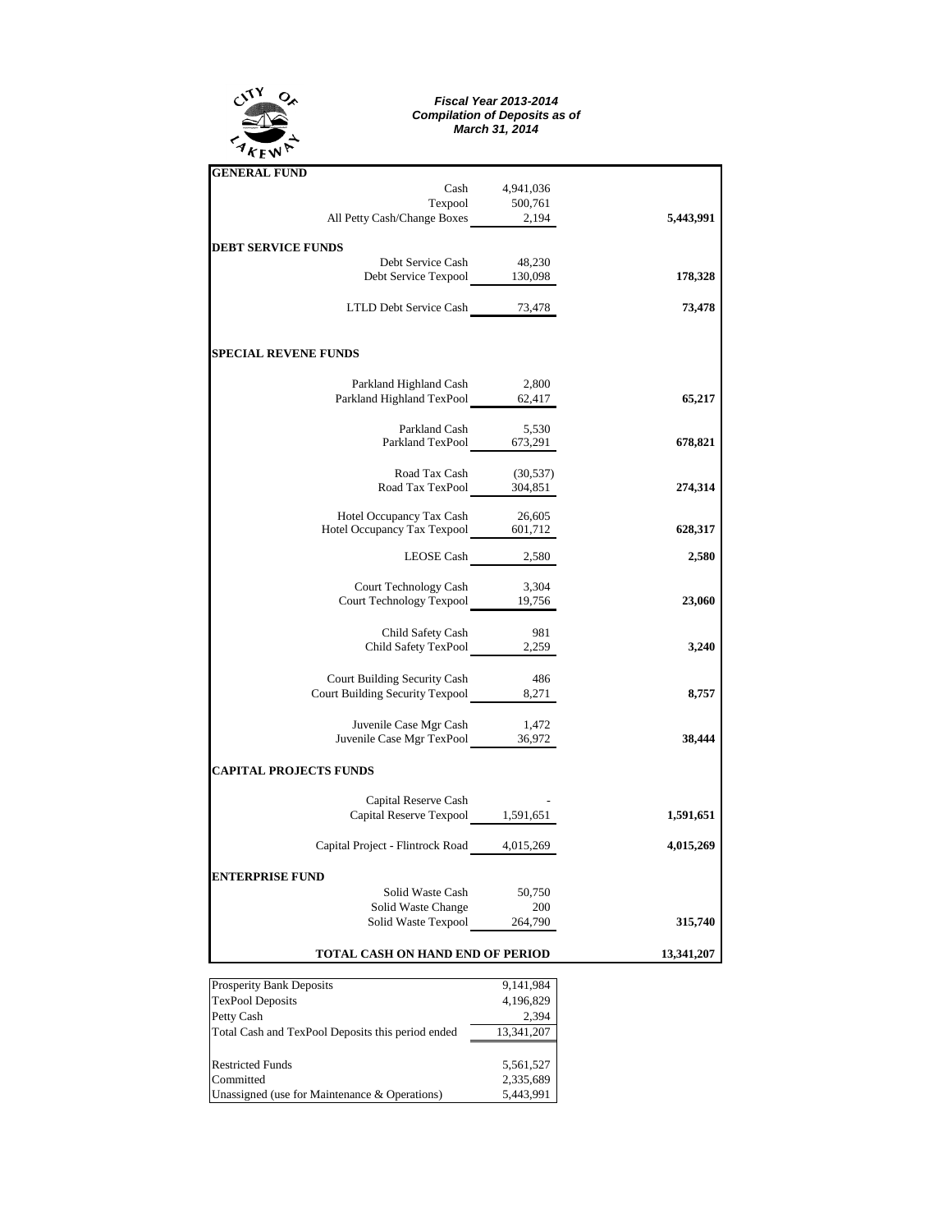CITY OF LAKEWAY

***Fiscal Year 2013-2014***
***Compilation of Deposits as of***
***March 31, 2014***

| | | |
|---|---|---|
| **GENERAL FUND** | | |
| Cash | 4,941,036 | |
| Texpool | 500,761 | |
| All Petty Cash/Change Boxes | 2,194 | **5,443,991** |
| **DEBT SERVICE FUNDS** | | |
| Debt Service Cash | 48,230 | |
| Debt Service Texpool | 130,098 | **178,328** |
| LTLD Debt Service Cash | 73,478 | **73,478** |
| **SPECIAL REVENE FUNDS** | | |
| Parkland Highland Cash | 2,800 | |
| Parkland Highland TexPool | 62,417 | **65,217** |
| Parkland Cash | 5,530 | |
| Parkland TexPool | 673,291 | **678,821** |
| Road Tax Cash | (30,537) | |
| Road Tax TexPool | 304,851 | **274,314** |
| Hotel Occupancy Tax Cash | 26,605 | |
| Hotel Occupancy Tax Texpool | 601,712 | **628,317** |
| LEOSE Cash | 2,580 | **2,580** |
| Court Technology Cash | 3,304 | |
| Court Technology Texpool | 19,756 | **23,060** |
| Child Safety Cash | 981 | |
| Child Safety TexPool | 2,259 | **3,240** |
| Court Building Security Cash | 486 | |
| Court Building Security Texpool | 8,271 | **8,757** |
| Juvenile Case Mgr Cash | 1,472 | |
| Juvenile Case Mgr TexPool | 36,972 | **38,444** |
| **CAPITAL PROJECTS FUNDS** | | |
| Capital Reserve Cash | - | |
| Capital Reserve Texpool | 1,591,651 | **1,591,651** |
| Capital Project - Flintrock Road | 4,015,269 | **4,015,269** |
| **ENTERPRISE FUND** | | |
| Solid Waste Cash | 50,750 | |
| Solid Waste Change | 200 | |
| Solid Waste Texpool | 264,790 | **315,740** |
| **TOTAL CASH ON HAND END OF PERIOD** | | **13,341,207** |

| | |
|---|---|
| Prosperity Bank Deposits | 9,141,984 |
| TexPool Deposits | 4,196,829 |
| Petty Cash | 2,394 |
| Total Cash and TexPool Deposits this period ended | 13,341,207 |
| | |
| Restricted Funds | 5,561,527 |
| Committed | 2,335,689 |
| Unassigned (use for Maintenance & Operations) | 5,443,991 |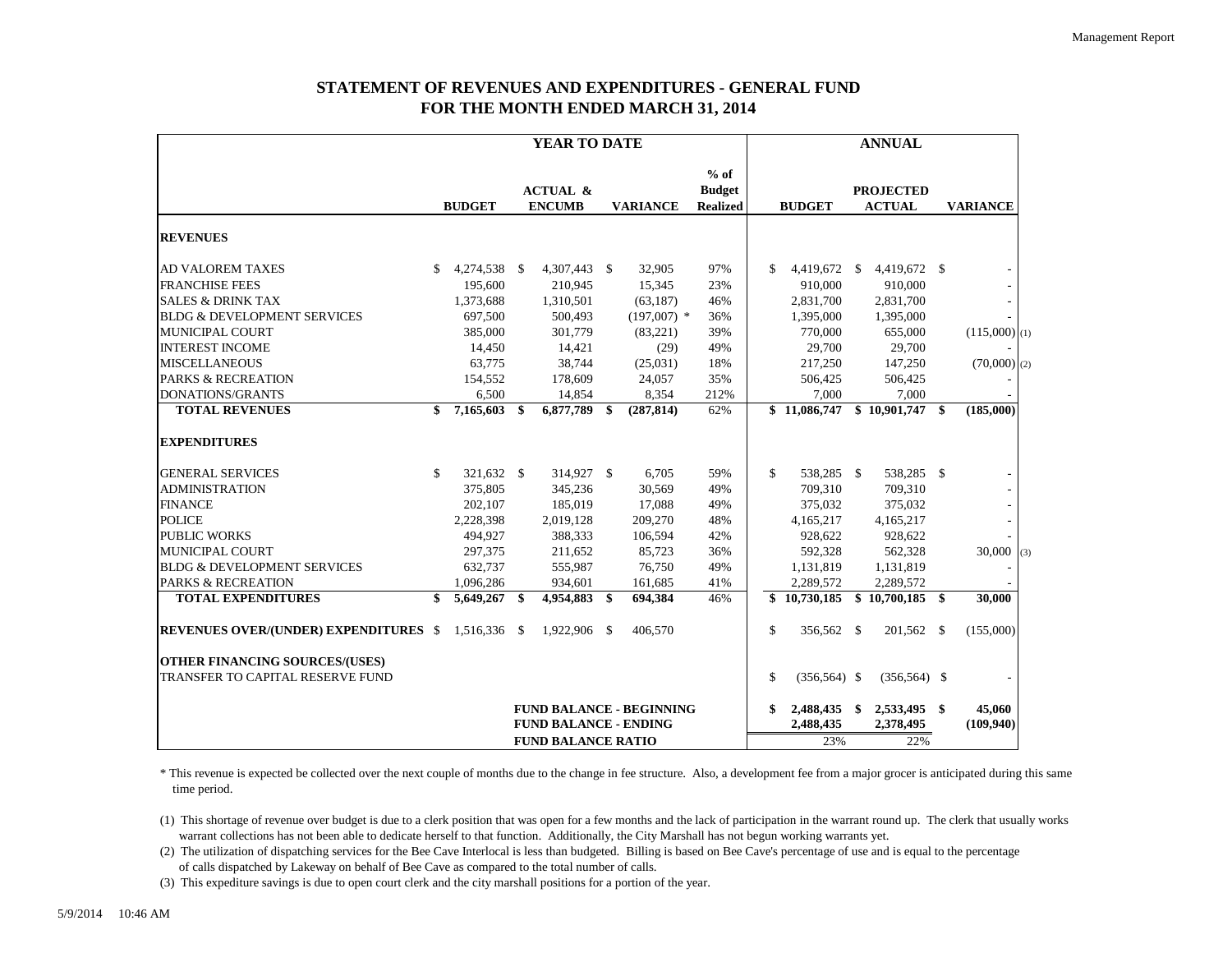# STATEMENT OF REVENUES AND EXPENDITURES - GENERAL FUND
## FOR THE MONTH ENDED MARCH 31, 2014

| | YEAR TO DATE | | | | ANNUAL | | |
|---|---|---|---|---|---|---|---|
| | BUDGET | ACTUAL & ENCUMB | VARIANCE | % of Budget Realized | BUDGET | PROJECTED ACTUAL | VARIANCE |
| **REVENUES** | | | | | | | |
| AD VALOREM TAXES | $ 4,274,538 | $ 4,307,443 | $ 32,905 | 97% | $ 4,419,672 | $ 4,419,672 | $ - |
| FRANCHISE FEES | 195,600 | 210,945 | 15,345 | 23% | 910,000 | 910,000 | - |
| SALES & DRINK TAX | 1,373,688 | 1,310,501 | (63,187) | 46% | 2,831,700 | 2,831,700 | - |
| BLDG & DEVELOPMENT SERVICES | 697,500 | 500,493 | (197,007) * | 36% | 1,395,000 | 1,395,000 | - |
| MUNICIPAL COURT | 385,000 | 301,779 | (83,221) | 39% | 770,000 | 655,000 | (115,000) (1) |
| INTEREST INCOME | 14,450 | 14,421 | (29) | 49% | 29,700 | 29,700 | - |
| MISCELLANEOUS | 63,775 | 38,744 | (25,031) | 18% | 217,250 | 147,250 | (70,000) (2) |
| PARKS & RECREATION | 154,552 | 178,609 | 24,057 | 35% | 506,425 | 506,425 | - |
| DONATIONS/GRANTS | 6,500 | 14,854 | 8,354 | 212% | 7,000 | 7,000 | - |
| **TOTAL REVENUES** | **$ 7,165,603** | **$ 6,877,789** | **$ (287,814)** | 62% | **$ 11,086,747** | **$ 10,901,747** | **$ (185,000)** |
| **EXPENDITURES** | | | | | | | |
| GENERAL SERVICES | $ 321,632 | $ 314,927 | $ 6,705 | 59% | $ 538,285 | $ 538,285 | $ - |
| ADMINISTRATION | 375,805 | 345,236 | 30,569 | 49% | 709,310 | 709,310 | - |
| FINANCE | 202,107 | 185,019 | 17,088 | 49% | 375,032 | 375,032 | - |
| POLICE | 2,228,398 | 2,019,128 | 209,270 | 48% | 4,165,217 | 4,165,217 | - |
| PUBLIC WORKS | 494,927 | 388,333 | 106,594 | 42% | 928,622 | 928,622 | - |
| MUNICIPAL COURT | 297,375 | 211,652 | 85,723 | 36% | 592,328 | 562,328 | 30,000 (3) |
| BLDG & DEVELOPMENT SERVICES | 632,737 | 555,987 | 76,750 | 49% | 1,131,819 | 1,131,819 | - |
| PARKS & RECREATION | 1,096,286 | 934,601 | 161,685 | 41% | 2,289,572 | 2,289,572 | - |
| **TOTAL EXPENDITURES** | **$ 5,649,267** | **$ 4,954,883** | **$ 694,384** | 46% | **$ 10,730,185** | **$ 10,700,185** | **$ 30,000** |
| **REVENUES OVER/(UNDER) EXPENDITURES** | $ 1,516,336 | $ 1,922,906 | $ 406,570 | | $ 356,562 | $ 201,562 | $ (155,000) |
| **OTHER FINANCING SOURCES/(USES)** | | | | | | | |
| TRANSFER TO CAPITAL RESERVE FUND | | | | | $ (356,564) | $ (356,564) | $ - |
| | | **FUND BALANCE - BEGINNING** | | | **$ 2,488,435** | **$ 2,533,495** | **$ 45,060** |
| | | **FUND BALANCE - ENDING** | | | **2,488,435** | **2,378,495** | **(109,940)** |
| | | **FUND BALANCE RATIO** | | | 23% | 22% | |

\* This revenue is expected be collected over the next couple of months due to the change in fee structure. Also, a development fee from a major grocer is anticipated during this same time period.

(1) This shortage of revenue over budget is due to a clerk position that was open for a few months and the lack of participation in the warrant round up. The clerk that usually works warrant collections has not been able to dedicate herself to that function. Additionally, the City Marshall has not begun working warrants yet.

(2) The utilization of dispatching services for the Bee Cave Interlocal is less than budgeted. Billing is based on Bee Cave's percentage of use and is equal to the percentage of calls dispatched by Lakeway on behalf of Bee Cave as compared to the total number of calls.

(3) This expediture savings is due to open court clerk and the city marshall positions for a portion of the year.